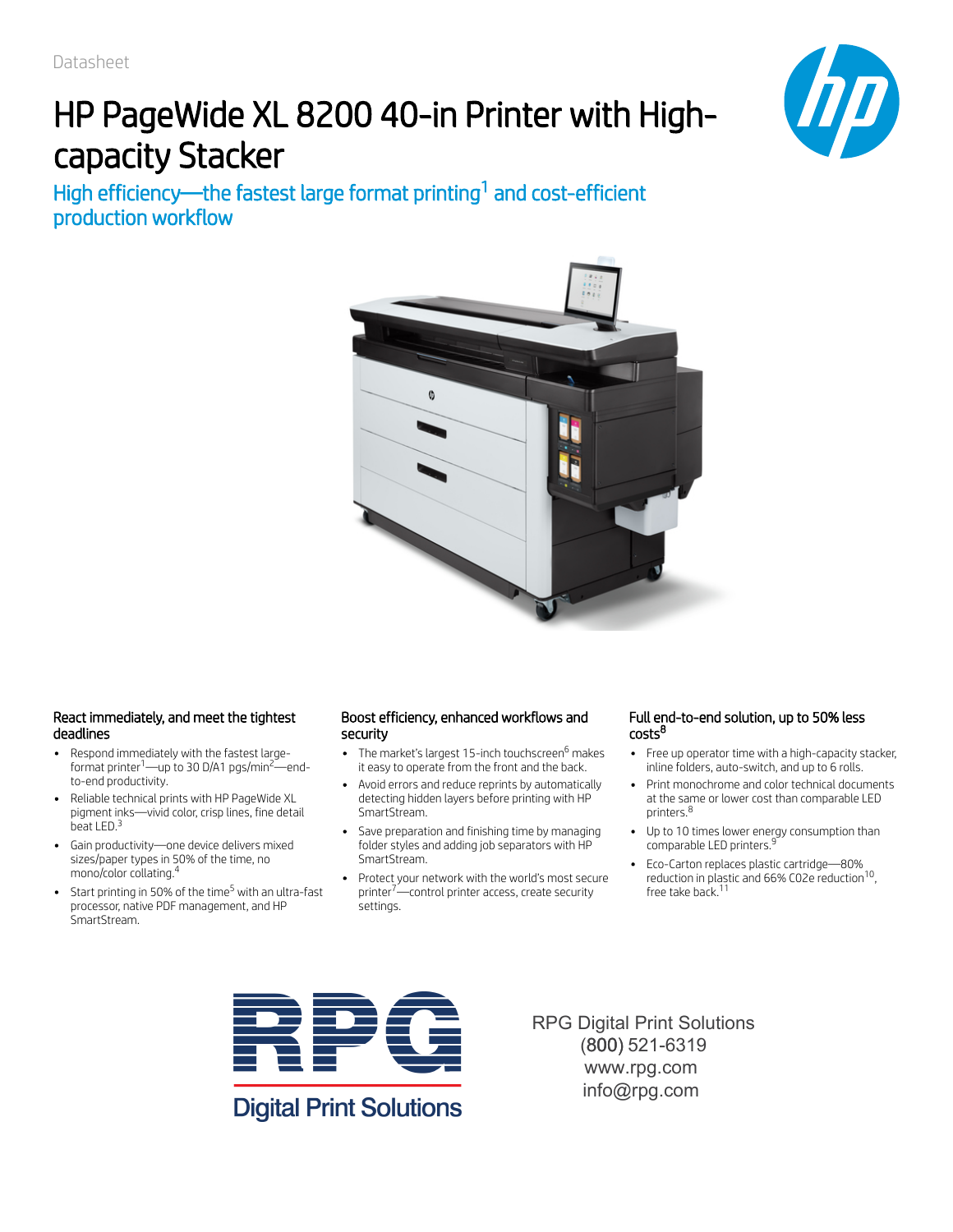Datasheet

# HP PageWide XL 8200 40-in Printer with High-capacity Stacker

## High efficiency—the fastest large format printing[1] and cost-efficient production workflow

### React immediately, and meet the tightest deadlines

- Respond immediately with the fastest large-format printer[1]—up to 30 D/A1 pgs/min[2]—end-to-end productivity.
- Reliable technical prints with HP PageWide XL pigment inks—vivid color, crisp lines, fine detail beat LED.[3]
- Gain productivity—one device delivers mixed sizes/paper types in 50% of the time, no mono/color collating.[4]
- Start printing in 50% of the time[5] with an ultra-fast processor, native PDF management, and HP SmartStream.

### Boost efficiency, enhanced workflows and security

- The market's largest 15-inch touchscreen[6] makes it easy to operate from the front and the back.
- Avoid errors and reduce reprints by automatically detecting hidden layers before printing with HP SmartStream.
- Save preparation and finishing time by managing folder styles and adding job separators with HP SmartStream.
- Protect your network with the world's most secure printer[7]—control printer access, create security settings.

### Full end-to-end solution, up to 50% less costs[8]

- Free up operator time with a high-capacity stacker, inline folders, auto-switch, and up to 6 rolls.
- Print monochrome and color technical documents at the same or lower cost than comparable LED printers.[8]
- Up to 10 times lower energy consumption than comparable LED printers.[9]
- Eco-Carton replaces plastic cartridge—80% reduction in plastic and 66% C02e reduction[10], free take back.[11]

RPG Digital Print Solutions

RPG Digital Print Solutions
(800) 521-6319
www.rpg.com
info@rpg.com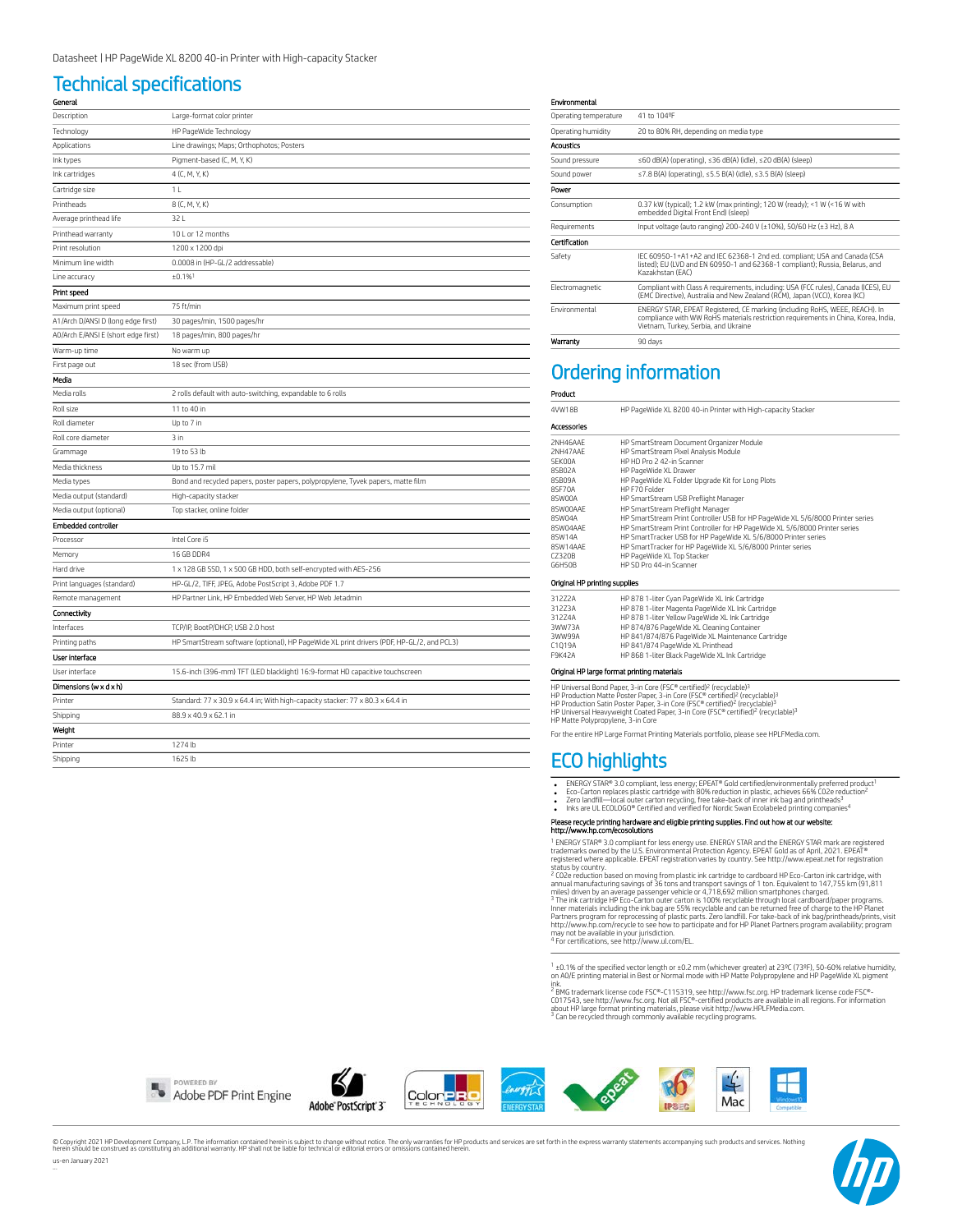Datasheet | HP PageWide XL 8200 40-in Printer with High-capacity Stacker

# Technical specifications

| General | |
|---|---|
| Description | Large-format color printer |
| Technology | HP PageWide Technology |
| Applications | Line drawings; Maps; Orthophotos; Posters |
| Ink types | Pigment-based (C, M, Y, K) |
| Ink cartridges | 4 (C, M, Y, K) |
| Cartridge size | 1 L |
| Printheads | 8 (C, M, Y, K) |
| Average printhead life | 32 L |
| Printhead warranty | 10 L or 12 months |
| Print resolution | 1200 x 1200 dpi |
| Minimum line width | 0.0008 in (HP-GL/2 addressable) |
| Line accuracy | ±0.1%[1] |
| **Print speed** | |
| Maximum print speed | 75 ft/min |
| A1/Arch D/ANSI D (long edge first) | 30 pages/min, 1500 pages/hr |
| A0/Arch E/ANSI E (short edge first) | 18 pages/min, 800 pages/hr |
| Warm-up time | No warm up |
| First page out | 18 sec (from USB) |
| **Media** | |
| Media rolls | 2 rolls default with auto-switching, expandable to 6 rolls |
| Roll size | 11 to 40 in |
| Roll diameter | Up to 7 in |
| Roll core diameter | 3 in |
| Grammage | 19 to 53 lb |
| Media thickness | Up to 15.7 mil |
| Media types | Bond and recycled papers, poster papers, polypropylene, Tyvek papers, matte film |
| Media output (standard) | High-capacity stacker |
| Media output (optional) | Top stacker, online folder |
| **Embedded controller** | |
| Processor | Intel Core i5 |
| Memory | 16 GB DDR4 |
| Hard drive | 1 x 128 GB SSD, 1 x 500 GB HDD, both self-encrypted with AES-256 |
| Print languages (standard) | HP-GL/2, TIFF, JPEG, Adobe PostScript 3, Adobe PDF 1.7 |
| Remote management | HP Partner Link, HP Embedded Web Server, HP Web Jetadmin |
| **Connectivity** | |
| Interfaces | TCP/IP, BootP/DHCP, USB 2.0 host |
| Printing paths | HP SmartStream software (optional), HP PageWide XL print drivers (PDF, HP-GL/2, and PCL3) |
| **User interface** | |
| User interface | 15.6-inch (396-mm) TFT (LED blacklight) 16:9-format HD capacitive touchscreen |
| **Dimensions (w x d x h)** | |
| Printer | Standard: 77 x 30.9 x 64.4 in; With high-capacity stacker: 77 x 80.3 x 64.4 in |
| Shipping | 88.9 x 40.9 x 62.1 in |
| **Weight** | |
| Printer | 1274 lb |
| Shipping | 1625 lb |

| Environmental | |
|---|---|
| Operating temperature | 41 to 104ºF |
| Operating humidity | 20 to 80% RH, depending on media type |
| **Acoustics** | |
| Sound pressure | ≤60 dB(A) (operating), ≤36 dB(A) (idle), ≤20 dB(A) (sleep) |
| Sound power | ≤7.8 B(A) (operating), ≤5.5 B(A) (idle), ≤3.5 B(A) (sleep) |
| **Power** | |
| Consumption | 0.37 kW (typical); 1.2 kW (max printing); 120 W (ready); <1 W (<16 W with embedded Digital Front End) (sleep) |
| Requirements | Input voltage (auto ranging) 200-240 V (±10%), 50/60 Hz (±3 Hz), 8 A |
| **Certification** | |
| Safety | IEC 60950-1+A1+A2 and IEC 62368-1 2nd ed. compliant; USA and Canada (CSA listed); EU (LVD and EN 60950-1 and 62368-1 compliant); Russia, Belarus, and Kazakhstan (EAC) |
| Electromagnetic | Compliant with Class A requirements, including: USA (FCC rules), Canada (ICES), EU (EMC Directive), Australia and New Zealand (RCM), Japan (VCCI), Korea (KC) |
| Environmental | ENERGY STAR, EPEAT Registered, CE marking (including RoHS, WEEE, REACH). In compliance with WW RoHS materials restriction requirements in China, Korea, India, Vietnam, Turkey, Serbia, and Ukraine |
| **Warranty** | 90 days |

# Ordering information

| Product | |
|---|---|
| 4VW18B | HP PageWide XL 8200 40-in Printer with High-capacity Stacker |
| **Accessories** | |
| 2NH46AAE | HP SmartStream Document Organizer Module |
| 2NH47AAE | HP SmartStream Pixel Analysis Module |
| 5EK00A | HP HD Pro 2 42-in Scanner |
| 8SB02A | HP PageWide XL Drawer |
| 8SB09A | HP PageWide XL Folder Upgrade Kit for Long Plots |
| 8SF70A | HP F70 Folder |
| 8SW00A | HP SmartStream USB Preflight Manager |
| 8SW00AAE | HP SmartStream Preflight Manager |
| 8SW04A | HP SmartStream Print Controller USB for HP PageWide XL 5/6/8000 Printer series |
| 8SW04AAE | HP SmartStream Print Controller for HP PageWide XL 5/6/8000 Printer series |
| 8SW14A | HP SmartTracker USB for HP PageWide XL 5/6/8000 Printer series |
| 8SW14AAE | HP SmartTracker for HP PageWide XL 5/6/8000 Printer series |
| CZ320B | HP PageWide XL Top Stacker |
| G6H50B | HP SD Pro 44-in Scanner |
| **Original HP printing supplies** | |
| 3l2Z2A | HP 878 1-liter Cyan PageWide XL Ink Cartridge |
| 3l2Z3A | HP 878 1-liter Magenta PageWide XL Ink Cartridge |
| 3l2Z4A | HP 878 1-liter Yellow PageWide XL Ink Cartridge |
| 3WW73A | HP 874/876 PageWide XL Cleaning Container |
| 3WW99A | HP 841/874/876 PageWide XL Maintenance Cartridge |
| C1Q19A | HP 841/874 PageWide XL Printhead |
| F9K42A | HP 868 1-liter Black PageWide XL Ink Cartridge |

**Original HP large format printing materials**

HP Universal Bond Paper, 3-in Core (FSC® certified)[2] (recyclable)[3]
HP Production Matte Poster Paper, 3-in Core (FSC® certified)[2] (recyclable)[3]
HP Production Satin Poster Paper, 3-in Core (FSC® certified)[2] (recyclable)[3]
HP Universal Heavyweight Coated Paper, 3-in Core (FSC® certified)[2] (recyclable)[3]
HP Matte Polypropylene, 3-in Core

For the entire HP Large Format Printing Materials portfolio, please see HPLFMedia.com.

# ECO highlights

- ENERGY STAR® 3.0 compliant, less energy; EPEAT® Gold certified/environmentally preferred product[1]
- Eco-Carton replaces plastic cartridge with 80% reduction in plastic, achieves 66% CO2e reduction[2]
- Zero landfill—local outer carton recycling, free take-back of inner ink bag and printheads[3]
- Inks are UL ECOLOGO® Certified and verified for Nordic Swan Ecolabeled printing companies[4]

**Please recycle printing hardware and eligible printing supplies. Find out how at our website: http://www.hp.com/ecosolutions**

[1] ENERGY STAR® 3.0 compliant for less energy use. ENERGY STAR and the ENERGY STAR mark are registered trademarks owned by the U.S. Environmental Protection Agency. EPEAT Gold as of April, 2021. EPEAT® registered where applicable. EPEAT registration varies by country. See http://www.epeat.net for registration status by country.
[2] CO2e reduction based on moving from plastic ink cartridge to cardboard HP Eco-Carton ink cartridge, with annual manufacturing savings of 36 tons and transport savings of 1 ton. Equivalent to 147,755 km (91,811 miles) driven by an average passenger vehicle or 4,718,692 million smartphones charged.
[3] The ink cartridge HP Eco-Carton outer carton is 100% recyclable through local cardboard/paper programs. Inner materials including the ink bag are 55% recyclable and can be returned free of charge to the HP Planet Partners program for reprocessing of plastic parts. Zero landfill. For take-back of ink bag/printheads/prints, visit http://www.hp.com/recycle to see how to participate and for HP Planet Partners program availability; program may not be available in your jurisdiction.
[4] For certifications, see http://www.ul.com/EL.

[1] ±0.1% of the specified vector length or ±0.2 mm (whichever greater) at 23ºC (73ºF), 50-60% relative humidity, on A0/E printing material in Best or Normal mode with HP Matte Polypropylene and HP PageWide XL pigment ink.
[2] BMG trademark license code FSC®-C115319, see http://www.fsc.org. HP trademark license code FSC®-C017543, see http://www.fsc.org. Not all FSC®-certified products are available in all regions. For information about HP large format printing materials, please visit http://www.HPLFMedia.com.
[3] Can be recycled through commonly available recycling programs.

© Copyright 2021 HP Development Company, L.P. The information contained herein is subject to change without notice. The only warranties for HP products and services are set forth in the express warranty statements accompanying such products and services. Nothing herein should be construed as constituting an additional warranty. HP shall not be liable for technical or editorial errors or omissions contained herein.

us-en January 2021